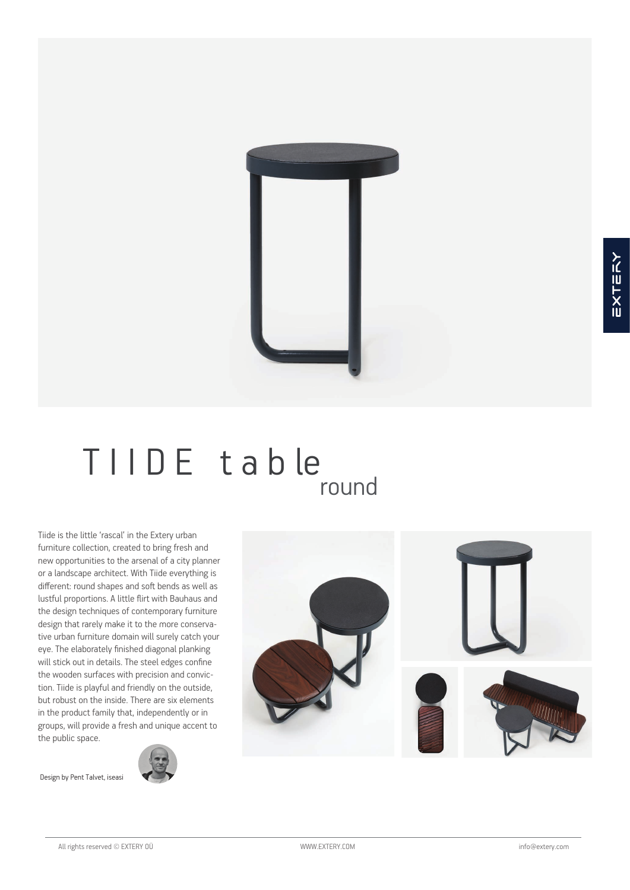# TIIDE table round

Tiide is the little 'rascal' in the Extery urban furniture collection, created to bring fresh and new opportunities to the arsenal of a city planner or a landscape architect. With Tiide everything is different: round shapes and soft bends as well as lustful proportions. A little flirt with Bauhaus and the design techniques of contemporary furniture design that rarely make it to the more conservative urban furniture domain will surely catch your eye. The elaborately finished diagonal planking will stick out in details. The steel edges confine the wooden surfaces with precision and conviction. Tiide is playful and friendly on the outside, but robust on the inside. There are six elements in the product family that, independently or in groups, will provide a fresh and unique accent to the public space.

Design by Pent Talvet, iseasi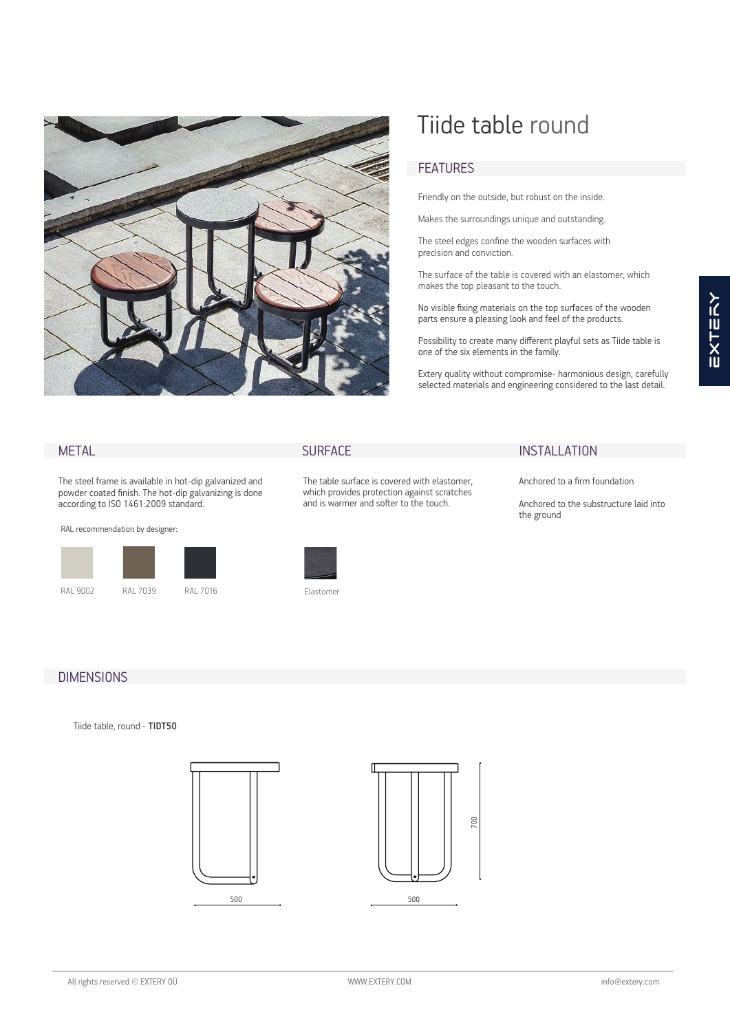# Tiide table round

## FEATURES

Friendly on the outside, but robust on the inside.

Makes the surroundings unique and outstanding.

The steel edges confine the wooden surfaces with precision and conviction.

The surface of the table is covered with an elastomer, which makes the top pleasant to the touch.

No visible fixing materials on the top surfaces of the wooden parts ensure a pleasing look and feel of the products.

Possibility to create many different playful sets as Tiide table is one of the six elements in the family.

Extery quality without compromise- harmonious design, carefully selected materials and engineering considered to the last detail.

## METAL

The steel frame is available in hot-dip galvanized and powder coated finish. The hot-dip galvanizing is done according to ISO 1461:2009 standard.

RAL recommendation by designer:

RAL 9002

RAL 7039

RAL 7016

## SURFACE

The table surface is covered with elastomer, which provides protection against scratches and is warmer and softer to the touch.

Elastomer

## INSTALLATION

Anchored to a firm foundation

Anchored to the substructure laid into the ground

## DIMENSIONS

Tiide table, round - **TIDT50**

500

500

700